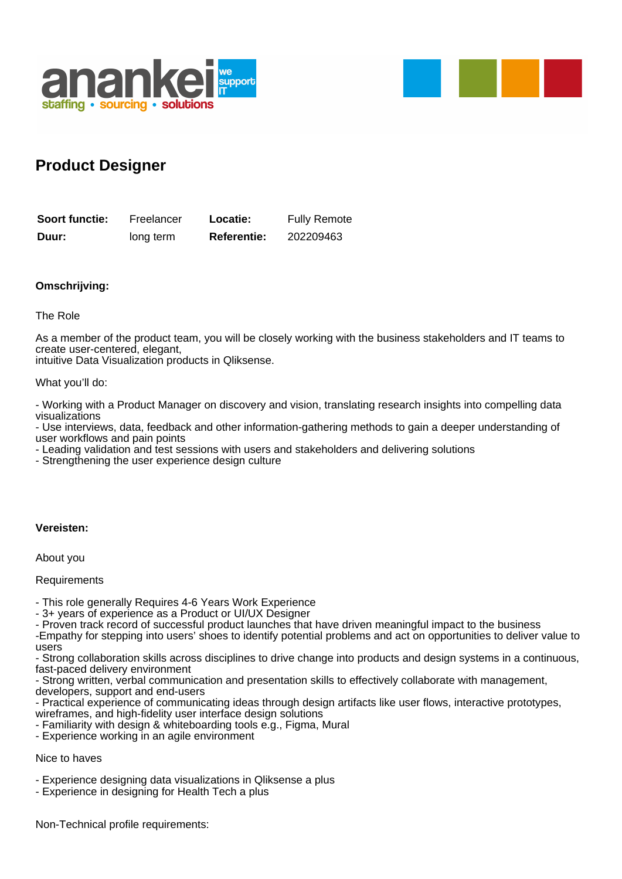# Product Designer

| **Soort functie:** | Freelancer | **Locatie:** | Fully Remote |
| --- | --- | --- | --- |
| **Duur:** | long term | **Referentie:** | 202209463 |

**Omschrijving:**

The Role

As a member of the product team, you will be closely working with the business stakeholders and IT teams to create user-centered, elegant,
intuitive Data Visualization products in Qliksense.

What you'll do:

- Working with a Product Manager on discovery and vision, translating research insights into compelling data visualizations
- Use interviews, data, feedback and other information-gathering methods to gain a deeper understanding of user workflows and pain points
- Leading validation and test sessions with users and stakeholders and delivering solutions
- Strengthening the user experience design culture

**Vereisten:**

About you

Requirements

- This role generally Requires 4-6 Years Work Experience
- 3+ years of experience as a Product or UI/UX Designer
- Proven track record of successful product launches that have driven meaningful impact to the business
-Empathy for stepping into users' shoes to identify potential problems and act on opportunities to deliver value to users
- Strong collaboration skills across disciplines to drive change into products and design systems in a continuous, fast-paced delivery environment
- Strong written, verbal communication and presentation skills to effectively collaborate with management, developers, support and end-users
- Practical experience of communicating ideas through design artifacts like user flows, interactive prototypes, wireframes, and high-fidelity user interface design solutions
- Familiarity with design & whiteboarding tools e.g., Figma, Mural
- Experience working in an agile environment

Nice to haves

- Experience designing data visualizations in Qliksense a plus
- Experience in designing for Health Tech a plus

Non-Technical profile requirements: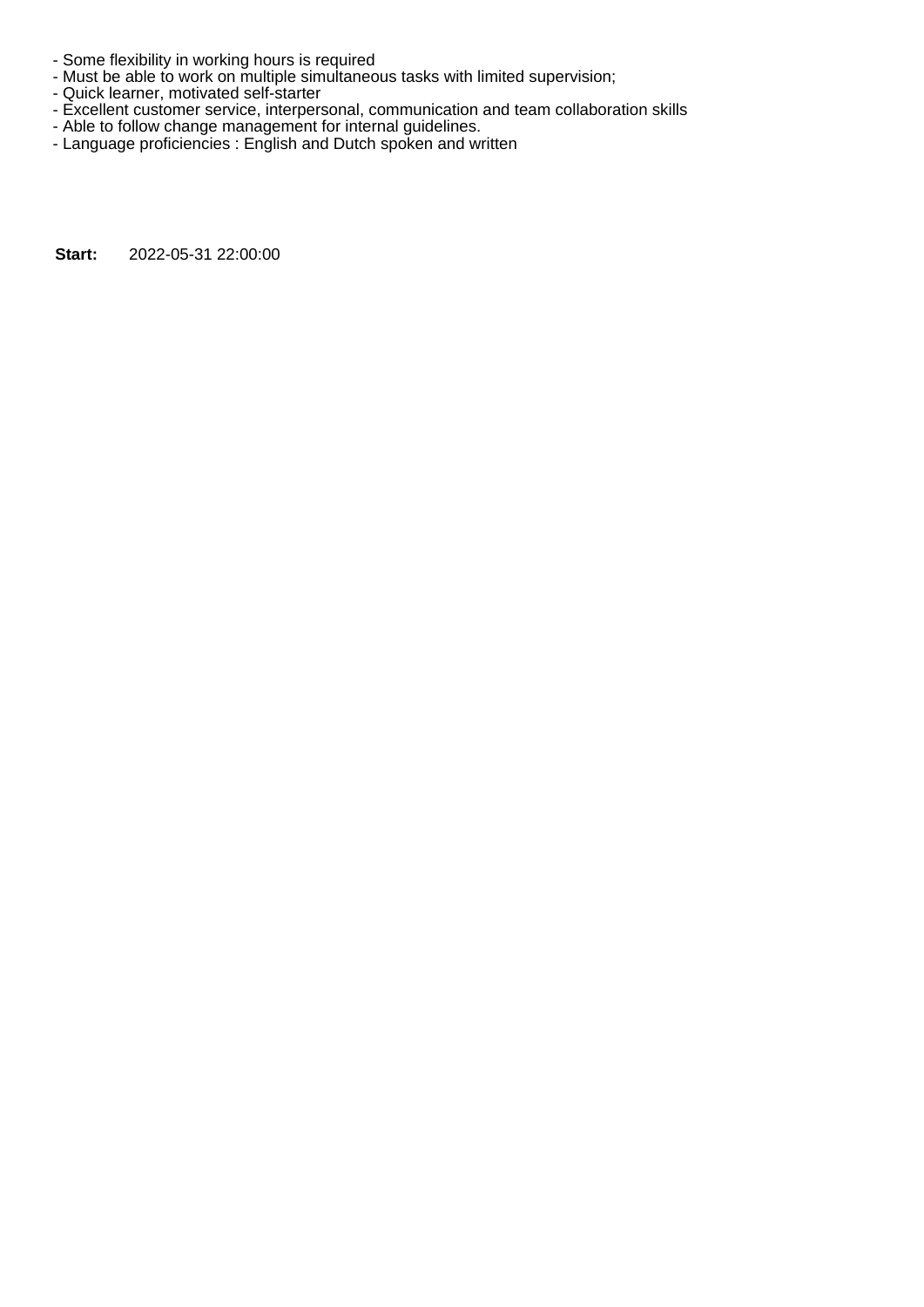- Some flexibility in working hours is required
- Must be able to work on multiple simultaneous tasks with limited supervision;
- Quick learner, motivated self-starter
- Excellent customer service, interpersonal, communication and team collaboration skills
- Able to follow change management for internal guidelines.
- Language proficiencies : English and Dutch spoken and written

**Start:** 2022-05-31 22:00:00